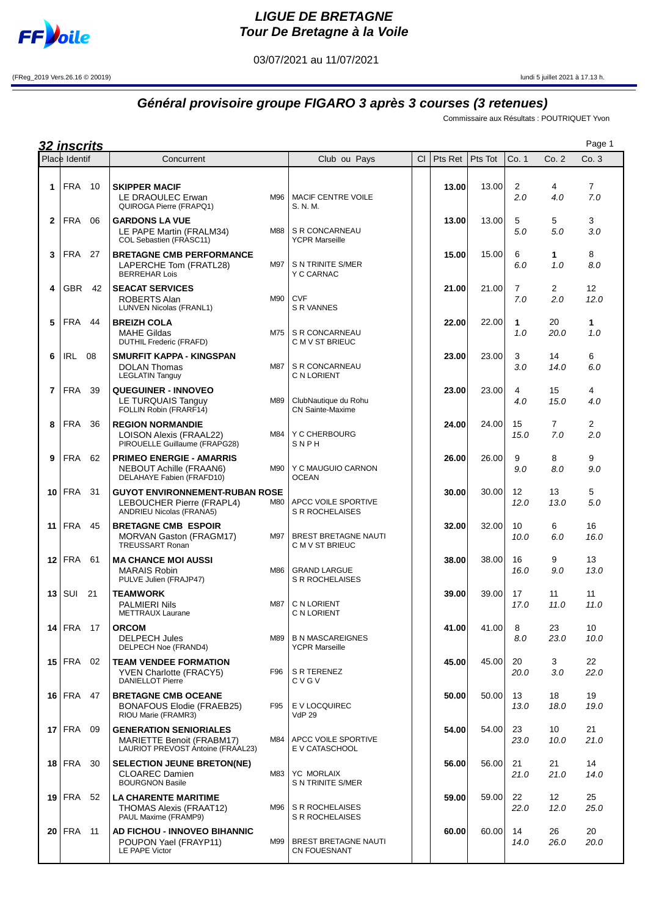# LIGUE DE BRETAGNE
## Tour De Bretagne à la Voile

03/07/2021 au 11/07/2021

(FReg_2019 Vers.26.16 © 20019) lundi 5 juillet 2021 à 17.13 h.

## Général provisoire groupe FIGARO 3 après 3 courses (3 retenues)

Commissaire aux Résultats : POUTRIQUET Yvon

**32 inscrits**

| Place | Identif | Concurrent | | Club ou Pays | Cl | Pts Ret | Pts Tot | Co. 1 | Co. 2 | Co. 3 |
|---|---|---|---|---|---|---|---|---|---|---|
| 1 | FRA 10 | **SKIPPER MACIF**<br>LE DRAOULEC Erwan<br>QUIROGA Pierre (FRAPQ1) | M96 | MACIF CENTRE VOILE<br>S. N. M. | | **13.00** | 13.00 | 2<br>2.0 | 4<br>4.0 | 7<br>7.0 |
| 2 | FRA 06 | **GARDONS LA VUE**<br>LE PAPE Martin (FRALM34)<br>COL Sebastien (FRASC11) | M88 | S R CONCARNEAU<br>YCPR Marseille | | **13.00** | 13.00 | 5<br>5.0 | 5<br>5.0 | 3<br>3.0 |
| 3 | FRA 27 | **BRETAGNE CMB PERFORMANCE**<br>LAPERCHE Tom (FRATL28)<br>BERREHAR Lois | M97 | S N TRINITE S/MER<br>Y C CARNAC | | **15.00** | 15.00 | 6<br>6.0 | **1**<br>1.0 | 8<br>8.0 |
| 4 | GBR 42 | **SEACAT SERVICES**<br>ROBERTS Alan<br>LUNVEN Nicolas (FRANL1) | M90 | CVF<br>S R VANNES | | **21.00** | 21.00 | 7<br>7.0 | 2<br>2.0 | 12<br>12.0 |
| 5 | FRA 44 | **BREIZH COLA**<br>MAHE Gildas<br>DUTHIL Frederic (FRAFD) | M75 | S R CONCARNEAU<br>C M V ST BRIEUC | | **22.00** | 22.00 | **1**<br>1.0 | 20<br>20.0 | **1**<br>1.0 |
| 6 | IRL 08 | **SMURFIT KAPPA - KINGSPAN**<br>DOLAN Thomas<br>LEGLATIN Tanguy | M87 | S R CONCARNEAU<br>C N LORIENT | | **23.00** | 23.00 | 3<br>3.0 | 14<br>14.0 | 6<br>6.0 |
| 7 | FRA 39 | **QUEGUINER - INNOVEO**<br>LE TURQUAIS Tanguy<br>FOLLIN Robin (FRARF14) | M89 | ClubNautique du Rohu<br>CN Sainte-Maxime | | **23.00** | 23.00 | 4<br>4.0 | 15<br>15.0 | 4<br>4.0 |
| 8 | FRA 36 | **REGION NORMANDIE**<br>LOISON Alexis (FRAAL22)<br>PIROUELLE Guillaume (FRAPG28) | M84 | Y C CHERBOURG<br>S N P H | | **24.00** | 24.00 | 15<br>15.0 | 7<br>7.0 | 2<br>2.0 |
| 9 | FRA 62 | **PRIMEO ENERGIE - AMARRIS**<br>NEBOUT Achille (FRAAN6)<br>DELAHAYE Fabien (FRAFD10) | M90 | Y C MAUGUIO CARNON<br>OCEAN | | **26.00** | 26.00 | 9<br>9.0 | 8<br>8.0 | 9<br>9.0 |
| 10 | FRA 31 | **GUYOT ENVIRONNEMENT-RUBAN ROSE**<br>LEBOUCHER Pierre (FRAPL4)<br>ANDRIEU Nicolas (FRANA5) | M80 | APCC VOILE SPORTIVE<br>S R ROCHELAISES | | **30.00** | 30.00 | 12<br>12.0 | 13<br>13.0 | 5<br>5.0 |
| 11 | FRA 45 | **BRETAGNE CMB ESPOIR**<br>MORVAN Gaston (FRAGM17)<br>TREUSSART Ronan | M97 | BREST BRETAGNE NAUTI<br>C M V ST BRIEUC | | **32.00** | 32.00 | 10<br>10.0 | 6<br>6.0 | 16<br>16.0 |
| 12 | FRA 61 | **MA CHANCE MOI AUSSI**<br>MARAIS Robin<br>PULVE Julien (FRAJP47) | M86 | GRAND LARGUE<br>S R ROCHELAISES | | **38.00** | 38.00 | 16<br>16.0 | 9<br>9.0 | 13<br>13.0 |
| 13 | SUI 21 | **TEAMWORK**<br>PALMIERI Nils<br>METTRAUX Laurane | M87 | C N LORIENT<br>C N LORIENT | | **39.00** | 39.00 | 17<br>17.0 | 11<br>11.0 | 11<br>11.0 |
| 14 | FRA 17 | **ORCOM**<br>DELPECH Jules<br>DELPECH Noe (FRAND4) | M89 | B N MASCAREIGNES<br>YCPR Marseille | | **41.00** | 41.00 | 8<br>8.0 | 23<br>23.0 | 10<br>10.0 |
| 15 | FRA 02 | **TEAM VENDEE FORMATION**<br>YVEN Charlotte (FRACY5)<br>DANIELLOT Pierre | F96 | S R TERENEZ<br>C V G V | | **45.00** | 45.00 | 20<br>20.0 | 3<br>3.0 | 22<br>22.0 |
| 16 | FRA 47 | **BRETAGNE CMB OCEANE**<br>BONAFOUS Elodie (FRAEB25)<br>RIOU Marie (FRAMR3) | F95 | E V LOCQUIREC<br>VdP 29 | | **50.00** | 50.00 | 13<br>13.0 | 18<br>18.0 | 19<br>19.0 |
| 17 | FRA 09 | **GENERATION SENIORIALES**<br>MARIETTE Benoit (FRABM17)<br>LAURIOT PREVOST Antoine (FRAAL23) | M84 | APCC VOILE SPORTIVE<br>E V CATASCHOOL | | **54.00** | 54.00 | 23<br>23.0 | 10<br>10.0 | 21<br>21.0 |
| 18 | FRA 30 | **SELECTION JEUNE BRETON(NE)**<br>CLOAREC Damien<br>BOURGNON Basile | M83 | YC MORLAIX<br>S N TRINITE S/MER | | **56.00** | 56.00 | 21<br>21.0 | 21<br>21.0 | 14<br>14.0 |
| 19 | FRA 52 | **LA CHARENTE MARITIME**<br>THOMAS Alexis (FRAAT12)<br>PAUL Maxime (FRAMP9) | M96 | S R ROCHELAISES<br>S R ROCHELAISES | | **59.00** | 59.00 | 22<br>22.0 | 12<br>12.0 | 25<br>25.0 |
| 20 | FRA 11 | **AD FICHOU - INNOVEO BIHANNIC**<br>POUPON Yael (FRAYP11)<br>LE PAPE Victor | M99 | BREST BRETAGNE NAUTI<br>CN FOUESNANT | | **60.00** | 60.00 | 14<br>14.0 | 26<br>26.0 | 20<br>20.0 |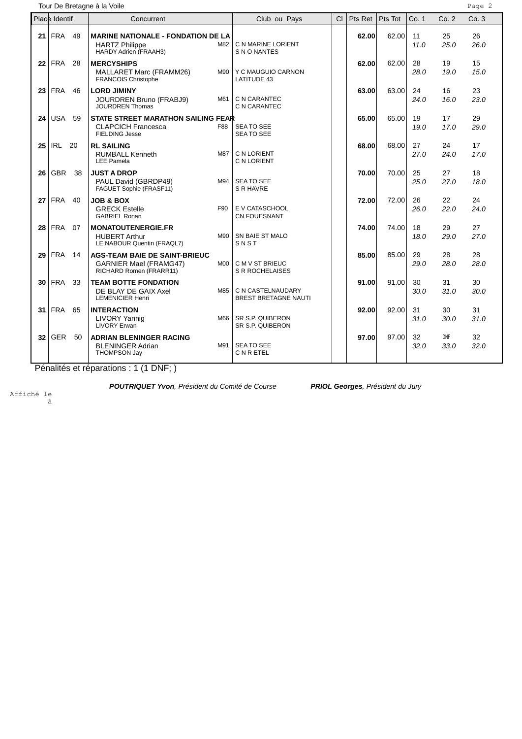Tour De Bretagne à la Voile

| Place | Identif | Concurrent | | Club ou Pays | Cl | Pts Ret | Pts Tot | Co. 1 | Co. 2 | Co. 3 |
|---|---|---|---|---|---|---|---|---|---|---|
| 21 | FRA 49 | **MARINE NATIONALE - FONDATION DE LA**<br>HARTZ Philippe<br>HARDY Adrien (FRAAH3) | M82 | C N MARINE LORIENT<br>S N O NANTES | | **62.00** | 62.00 | 11<br>*11.0* | 25<br>*25.0* | 26<br>*26.0* |
| 22 | FRA 28 | **MERCYSHIPS**<br>MALLARET Marc (FRAMM26)<br>FRANCOIS Christophe | M90 | Y C MAUGUIO CARNON<br>LATITUDE 43 | | **62.00** | 62.00 | 28<br>*28.0* | 19<br>*19.0* | 15<br>*15.0* |
| 23 | FRA 46 | **LORD JIMINY**<br>JOURDREN Bruno (FRABJ9)<br>JOURDREN Thomas | M61 | C N CARANTEC<br>C N CARANTEC | | **63.00** | 63.00 | 24<br>*24.0* | 16<br>*16.0* | 23<br>*23.0* |
| 24 | USA 59 | **STATE STREET MARATHON SAILING FEAR**<br>CLAPCICH Francesca<br>FIELDING Jesse | F88 | SEA TO SEE<br>SEA TO SEE | | **65.00** | 65.00 | 19<br>*19.0* | 17<br>*17.0* | 29<br>*29.0* |
| 25 | IRL 20 | **RL SAILING**<br>RUMBALL Kenneth<br>LEE Pamela | M87 | C N LORIENT<br>C N LORIENT | | **68.00** | 68.00 | 27<br>*27.0* | 24<br>*24.0* | 17<br>*17.0* |
| 26 | GBR 38 | **JUST A DROP**<br>PAUL David (GBRDP49)<br>FAGUET Sophie (FRASF11) | M94 | SEA TO SEE<br>S R HAVRE | | **70.00** | 70.00 | 25<br>*25.0* | 27<br>*27.0* | 18<br>*18.0* |
| 27 | FRA 40 | **JOB & BOX**<br>GRECK Estelle<br>GABRIEL Ronan | F90 | E V CATASCHOOL<br>CN FOUESNANT | | **72.00** | 72.00 | 26<br>*26.0* | 22<br>*22.0* | 24<br>*24.0* |
| 28 | FRA 07 | **MONATOUTENERGIE.FR**<br>HUBERT Arthur<br>LE NABOUR Quentin (FRAQL7) | M90 | SN BAIE ST MALO<br>S N S T | | **74.00** | 74.00 | 18<br>*18.0* | 29<br>*29.0* | 27<br>*27.0* |
| 29 | FRA 14 | **AGS-TEAM BAIE DE SAINT-BRIEUC**<br>GARNIER Mael (FRAMG47)<br>RICHARD Romen (FRARR11) | M00 | C M V ST BRIEUC<br>S R ROCHELAISES | | **85.00** | 85.00 | 29<br>*29.0* | 28<br>*28.0* | 28<br>*28.0* |
| 30 | FRA 33 | **TEAM BOTTE FONDATION**<br>DE BLAY DE GAIX Axel<br>LEMENICIER Henri | M85 | C N CASTELNAUDARY<br>BREST BRETAGNE NAUTI | | **91.00** | 91.00 | 30<br>*30.0* | 31<br>*31.0* | 30<br>*30.0* |
| 31 | FRA 65 | **INTERACTION**<br>LIVORY Yannig<br>LIVORY Erwan | M66 | SR S.P. QUIBERON<br>SR S.P. QUIBERON | | **92.00** | 92.00 | 31<br>*31.0* | 30<br>*30.0* | 31<br>*31.0* |
| 32 | GER 50 | **ADRIAN BLENINGER RACING**<br>BLENINGER Adrian<br>THOMPSON Jay | M91 | SEA TO SEE<br>C N R ETEL | | **97.00** | 97.00 | 32<br>*32.0* | DNF<br>*33.0* | 32<br>*32.0* |

Pénalités et réparations : 1 (1 DNF; )

***POUTRIQUET Yvon**, Président du Comité de Course*    ***PRIOL Georges**, Président du Jury*

Affiché le
à